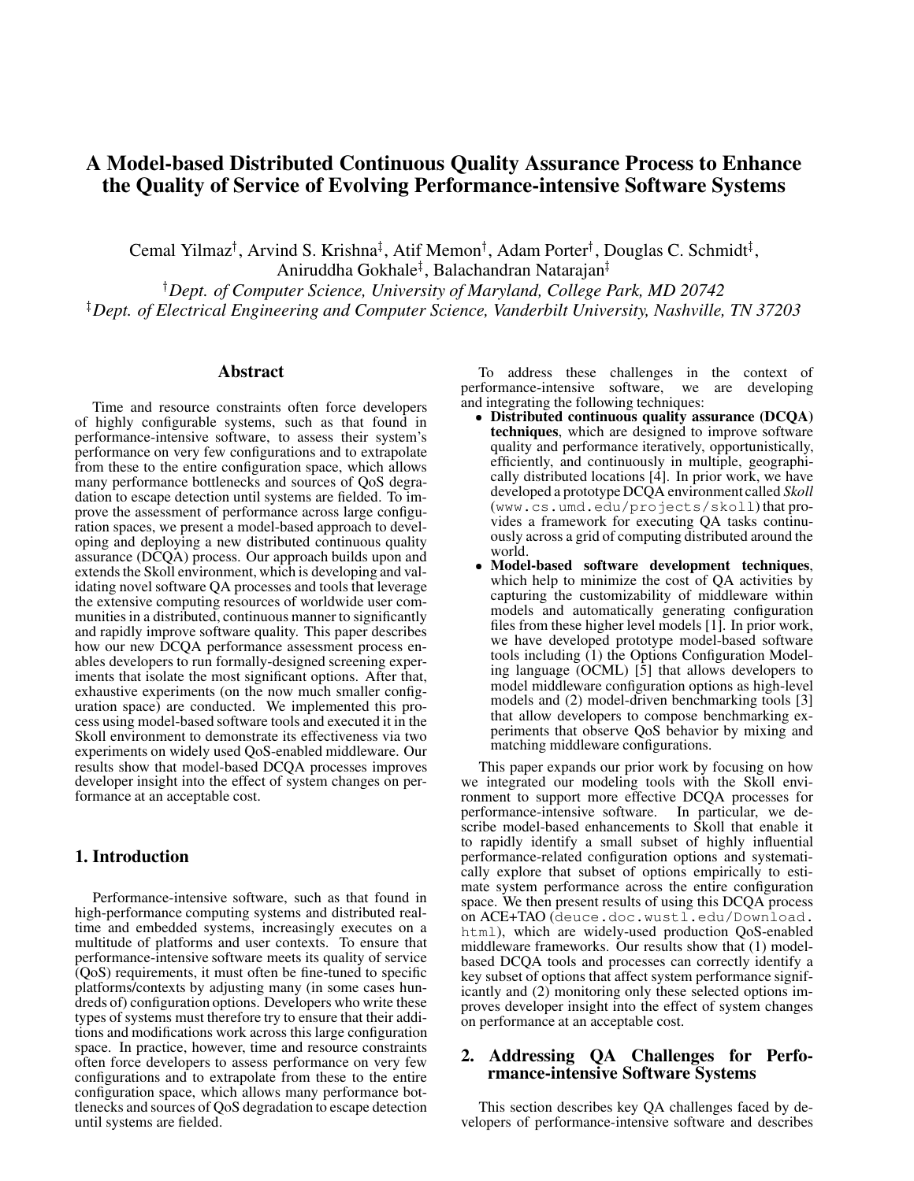# A Model-based Distributed Continuous Quality Assurance Process to Enhance the Quality of Service of Evolving Performance-intensive Software Systems

Cemal Yilmaz[†], Arvind S. Krishna[‡], Atif Memon[†], Adam Porter[†], Douglas C. Schmidt[‡], Aniruddha Gokhale[‡], Balachandran Natarajan[‡]

[†]*Dept. of Computer Science, University of Maryland, College Park, MD 20742*
[‡]*Dept. of Electrical Engineering and Computer Science, Vanderbilt University, Nashville, TN 37203*

## Abstract

Time and resource constraints often force developers of highly configurable systems, such as that found in performance-intensive software, to assess their system's performance on very few configurations and to extrapolate from these to the entire configuration space, which allows many performance bottlenecks and sources of QoS degradation to escape detection until systems are fielded. To improve the assessment of performance across large configuration spaces, we present a model-based approach to developing and deploying a new distributed continuous quality assurance (DCQA) process. Our approach builds upon and extends the Skoll environment, which is developing and validating novel software QA processes and tools that leverage the extensive computing resources of worldwide user communities in a distributed, continuous manner to significantly and rapidly improve software quality. This paper describes how our new DCQA performance assessment process enables developers to run formally-designed screening experiments that isolate the most significant options. After that, exhaustive experiments (on the now much smaller configuration space) are conducted. We implemented this process using model-based software tools and executed it in the Skoll environment to demonstrate its effectiveness via two experiments on widely used QoS-enabled middleware. Our results show that model-based DCQA processes improves developer insight into the effect of system changes on performance at an acceptable cost.

## 1. Introduction

Performance-intensive software, such as that found in high-performance computing systems and distributed real-time and embedded systems, increasingly executes on a multitude of platforms and user contexts. To ensure that performance-intensive software meets its quality of service (QoS) requirements, it must often be fine-tuned to specific platforms/contexts by adjusting many (in some cases hundreds of) configuration options. Developers who write these types of systems must therefore try to ensure that their additions and modifications work across this large configuration space. In practice, however, time and resource constraints often force developers to assess performance on very few configurations and to extrapolate from these to the entire configuration space, which allows many performance bottlenecks and sources of QoS degradation to escape detection until systems are fielded.

To address these challenges in the context of performance-intensive software, we are developing and integrating the following techniques:

- **Distributed continuous quality assurance (DCQA) techniques**, which are designed to improve software quality and performance iteratively, opportunistically, efficiently, and continuously in multiple, geographically distributed locations [4]. In prior work, we have developed a prototype DCQA environment called *Skoll* (`www.cs.umd.edu/projects/skoll`) that provides a framework for executing QA tasks continuously across a grid of computing distributed around the world.
- **Model-based software development techniques**, which help to minimize the cost of QA activities by capturing the customizability of middleware within models and automatically generating configuration files from these higher level models [1]. In prior work, we have developed prototype model-based software tools including (1) the Options Configuration Modeling language (OCML) [5] that allows developers to model middleware configuration options as high-level models and (2) model-driven benchmarking tools [3] that allow developers to compose benchmarking experiments that observe QoS behavior by mixing and matching middleware configurations.

This paper expands our prior work by focusing on how we integrated our modeling tools with the Skoll environment to support more effective DCQA processes for performance-intensive software. In particular, we describe model-based enhancements to Skoll that enable it to rapidly identify a small subset of highly influential performance-related configuration options and systematically explore that subset of options empirically to estimate system performance across the entire configuration space. We then present results of using this DCQA process on ACE+TAO (`deuce.doc.wustl.edu/Download.html`), which are widely-used production QoS-enabled middleware frameworks. Our results show that (1) model-based DCQA tools and processes can correctly identify a key subset of options that affect system performance significantly and (2) monitoring only these selected options improves developer insight into the effect of system changes on performance at an acceptable cost.

## 2. Addressing QA Challenges for Performance-intensive Software Systems

This section describes key QA challenges faced by developers of performance-intensive software and describes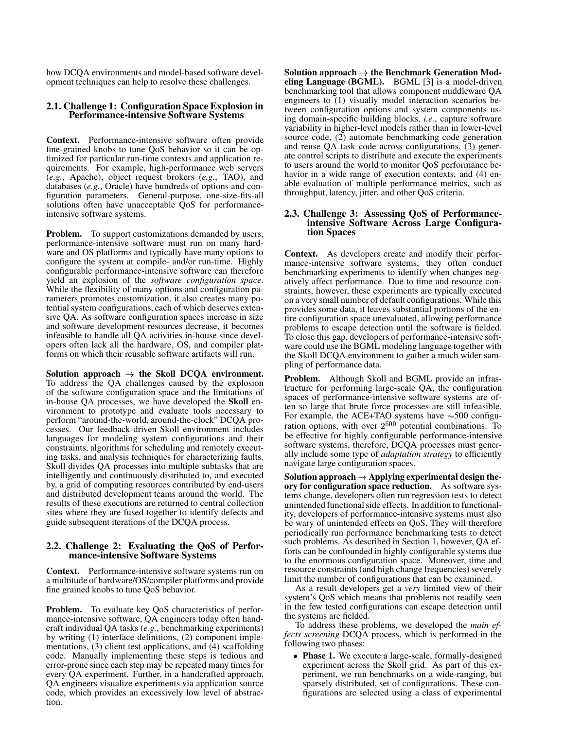how DCQA environments and model-based software development techniques can help to resolve these challenges.

### 2.1. Challenge 1: Configuration Space Explosion in Performance-intensive Software Systems

**Context.** Performance-intensive software often provide fine-grained knobs to tune QoS behavior so it can be optimized for particular run-time contexts and application requirements. For example, high-performance web servers (*e.g.*, Apache), object request brokers (*e.g.*, TAO), and databases (*e.g.*, Oracle) have hundreds of options and configuration parameters. General-purpose, one-size-fits-all solutions often have unacceptable QoS for performance-intensive software systems.

**Problem.** To support customizations demanded by users, performance-intensive software must run on many hardware and OS platforms and typically have many options to configure the system at compile- and/or run-time. Highly configurable performance-intensive software can therefore yield an explosion of the *software configuration space*. While the flexibility of many options and configuration parameters promotes customization, it also creates many potential system configurations, each of which deserves extensive QA. As software configuration spaces increase in size and software development resources decrease, it becomes infeasible to handle all QA activities in-house since developers often lack all the hardware, OS, and compiler platforms on which their reusable software artifacts will run.

**Solution approach → the Skoll DCQA environment.** To address the QA challenges caused by the explosion of the software configuration space and the limitations of in-house QA processes, we have developed the **Skoll** environment to prototype and evaluate tools necessary to perform "around-the-world, around-the-clock" DCQA processes. Our feedback-driven Skoll environment includes languages for modeling system configurations and their constraints, algorithms for scheduling and remotely executing tasks, and analysis techniques for characterizing faults. Skoll divides QA processes into multiple subtasks that are intelligently and continuously distributed to, and executed by, a grid of computing resources contributed by end-users and distributed development teams around the world. The results of these executions are returned to central collection sites where they are fused together to identify defects and guide subsequent iterations of the DCQA process.

### 2.2. Challenge 2: Evaluating the QoS of Performance-intensive Software Systems

**Context.** Performance-intensive software systems run on a multitude of hardware/OS/compiler platforms and provide fine grained knobs to tune QoS behavior.

**Problem.** To evaluate key QoS characteristics of performance-intensive software, QA engineers today often handcraft individual QA tasks (*e.g.*, benchmarking experiments) by writing (1) interface definitions, (2) component implementations, (3) client test applications, and (4) scaffolding code. Manually implementing these steps is tedious and error-prone since each step may be repeated many times for every QA experiment. Further, in a handcrafted approach, QA engineers visualize experiments via application source code, which provides an excessively low level of abstraction.

**Solution approach → the Benchmark Generation Modeling Language (BGML).** BGML [3] is a model-driven benchmarking tool that allows component middleware QA engineers to (1) visually model interaction scenarios between configuration options and system components using domain-specific building blocks, *i.e.*, capture software variability in higher-level models rather than in lower-level source code, (2) automate benchmarking code generation and reuse QA task code across configurations, (3) generate control scripts to distribute and execute the experiments to users around the world to monitor QoS performance behavior in a wide range of execution contexts, and (4) enable evaluation of multiple performance metrics, such as throughput, latency, jitter, and other QoS criteria.

### 2.3. Challenge 3: Assessing QoS of Performance-intensive Software Across Large Configuration Spaces

**Context.** As developers create and modify their performance-intensive software systems, they often conduct benchmarking experiments to identify when changes negatively affect performance. Due to time and resource constraints, however, these experiments are typically executed on a very small number of default configurations. While this provides some data, it leaves substantial portions of the entire configuration space unevaluated, allowing performance problems to escape detection until the software is fielded. To close this gap, developers of performance-intensive software could use the BGML modeling language together with the Skoll DCQA environment to gather a much wider sampling of performance data.

**Problem.** Although Skoll and BGML provide an infrastructure for performing large-scale QA, the configuration spaces of performance-intensive software systems are often so large that brute force processes are still infeasible. For example, the ACE+TAO systems have ∼500 configuration options, with over $2^{500}$ potential combinations. To be effective for highly configurable performance-intensive software systems, therefore, DCQA processes must generally include some type of *adaptation strategy* to efficiently navigate large configuration spaces.

**Solution approach → Applying experimental design theory for configuration space reduction.** As software systems change, developers often run regression tests to detect unintended functional side effects. In addition to functionality, developers of performance-intensive systems must also be wary of unintended effects on QoS. They will therefore periodically run performance benchmarking tests to detect such problems. As described in Section 1, however, QA efforts can be confounded in highly configurable systems due to the enormous configuration space. Moreover, time and resource constraints (and high change frequencies) severely limit the number of configurations that can be examined.

As a result developers get a *very* limited view of their system's QoS which means that problems not readily seen in the few tested configurations can escape detection until the systems are fielded.

To address these problems, we developed the *main effects screening* DCQA process, which is performed in the following two phases:

- **Phase 1.** We execute a large-scale, formally-designed experiment across the Skoll grid. As part of this experiment, we run benchmarks on a wide-ranging, but sparsely distributed, set of configurations. These configurations are selected using a class of experimental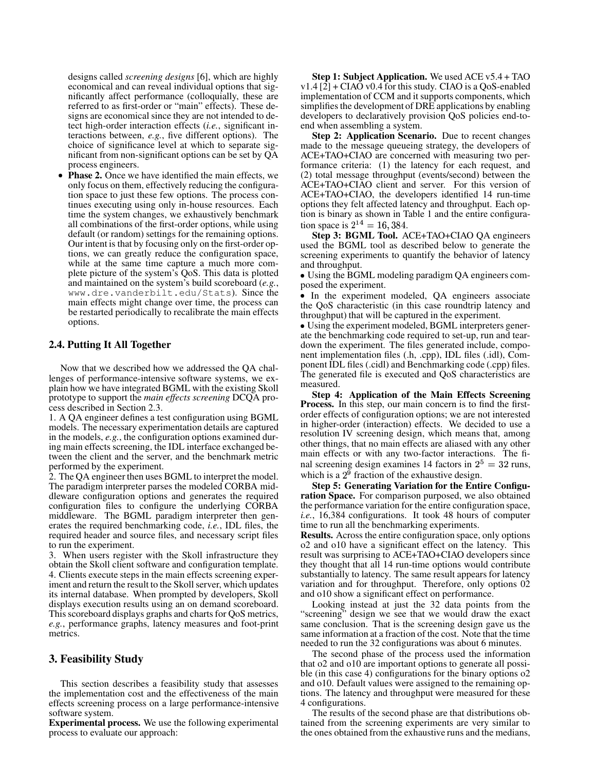designs called *screening designs* [6], which are highly economical and can reveal individual options that significantly affect performance (colloquially, these are referred to as first-order or "main" effects). These designs are economical since they are not intended to detect high-order interaction effects (*i.e.*, significant interactions between, *e.g.*, five different options). The choice of significance level at which to separate significant from non-significant options can be set by QA process engineers.

- **Phase 2.** Once we have identified the main effects, we only focus on them, effectively reducing the configuration space to just these few options. The process continues executing using only in-house resources. Each time the system changes, we exhaustively benchmark all combinations of the first-order options, while using default (or random) settings for the remaining options. Our intent is that by focusing only on the first-order options, we can greatly reduce the configuration space, while at the same time capture a much more complete picture of the system's QoS. This data is plotted and maintained on the system's build scoreboard (*e.g.*, `www.dre.vanderbilt.edu/Stats`). Since the main effects might change over time, the process can be restarted periodically to recalibrate the main effects options.

## 2.4. Putting It All Together

Now that we described how we addressed the QA challenges of performance-intensive software systems, we explain how we have integrated BGML with the existing Skoll prototype to support the *main effects screening* DCQA process described in Section 2.3.

1. A QA engineer defines a test configuration using BGML models. The necessary experimentation details are captured in the models, *e.g.*, the configuration options examined during main effects screening, the IDL interface exchanged between the client and the server, and the benchmark metric performed by the experiment.

2. The QA engineer then uses BGML to interpret the model. The paradigm interpreter parses the modeled CORBA middleware configuration options and generates the required configuration files to configure the underlying CORBA middleware. The BGML paradigm interpreter then generates the required benchmarking code, *i.e.*, IDL files, the required header and source files, and necessary script files to run the experiment.

3. When users register with the Skoll infrastructure they obtain the Skoll client software and configuration template.

4. Clients execute steps in the main effects screening experiment and return the result to the Skoll server, which updates its internal database. When prompted by developers, Skoll displays execution results using an on demand scoreboard. This scoreboard displays graphs and charts for QoS metrics, *e.g.*, performance graphs, latency measures and foot-print metrics.

## 3. Feasibility Study

This section describes a feasibility study that assesses the implementation cost and the effectiveness of the main effects screening process on a large performance-intensive software system.

**Experimental process.** We use the following experimental process to evaluate our approach:

**Step 1: Subject Application.** We used ACE v5.4 + TAO v1.4 [2] + CIAO v0.4 for this study. CIAO is a QoS-enabled implementation of CCM and it supports components, which simplifies the development of DRE applications by enabling developers to declaratively provision QoS policies end-to-end when assembling a system.

**Step 2: Application Scenario.** Due to recent changes made to the message queueing strategy, the developers of ACE+TAO+CIAO are concerned with measuring two performance criteria: (1) the latency for each request, and (2) total message throughput (events/second) between the ACE+TAO+CIAO client and server. For this version of ACE+TAO+CIAO, the developers identified 14 run-time options they felt affected latency and throughput. Each option is binary as shown in Table 1 and the entire configuration space is $2^{14} = 16,384$.

**Step 3: BGML Tool.** ACE+TAO+CIAO QA engineers used the BGML tool as described below to generate the screening experiments to quantify the behavior of latency and throughput.

- Using the BGML modeling paradigm QA engineers composed the experiment.
- In the experiment modeled, QA engineers associate the QoS characteristic (in this case roundtrip latency and throughput) that will be captured in the experiment.
- Using the experiment modeled, BGML interpreters generate the benchmarking code required to set-up, run and teardown the experiment. The files generated include, component implementation files (.h, .cpp), IDL files (.idl), Component IDL files (.cidl) and Benchmarking code (.cpp) files. The generated file is executed and QoS characteristics are measured.

**Step 4: Application of the Main Effects Screening Process.** In this step, our main concern is to find the first-order effects of configuration options; we are not interested in higher-order (interaction) effects. We decided to use a resolution IV screening design, which means that, among other things, that no main effects are aliased with any other main effects or with any two-factor interactions. The final screening design examines 14 factors in $2^5 = 32$ runs, which is a $2^9$ fraction of the exhaustive design.

**Step 5: Generating Variation for the Entire Configuration Space.** For comparison purposed, we also obtained the performance variation for the entire configuration space, *i.e.*, 16,384 configurations. It took 48 hours of computer time to run all the benchmarking experiments.

**Results.** Across the entire configuration space, only options o2 and o10 have a significant effect on the latency. This result was surprising to ACE+TAO+CIAO developers since they thought that all 14 run-time options would contribute substantially to latency. The same result appears for latency variation and for throughput. Therefore, only options 02 and o10 show a significant effect on performance.

Looking instead at just the 32 data points from the "screening" design we see that we would draw the exact same conclusion. That is the screening design gave us the same information at a fraction of the cost. Note that the time needed to run the 32 configurations was about 6 minutes.

The second phase of the process used the information that o2 and o10 are important options to generate all possible (in this case 4) configurations for the binary options o2 and o10. Default values were assigned to the remaining options. The latency and throughput were measured for these 4 configurations.

The results of the second phase are that distributions obtained from the screening experiments are very similar to the ones obtained from the exhaustive runs and the medians,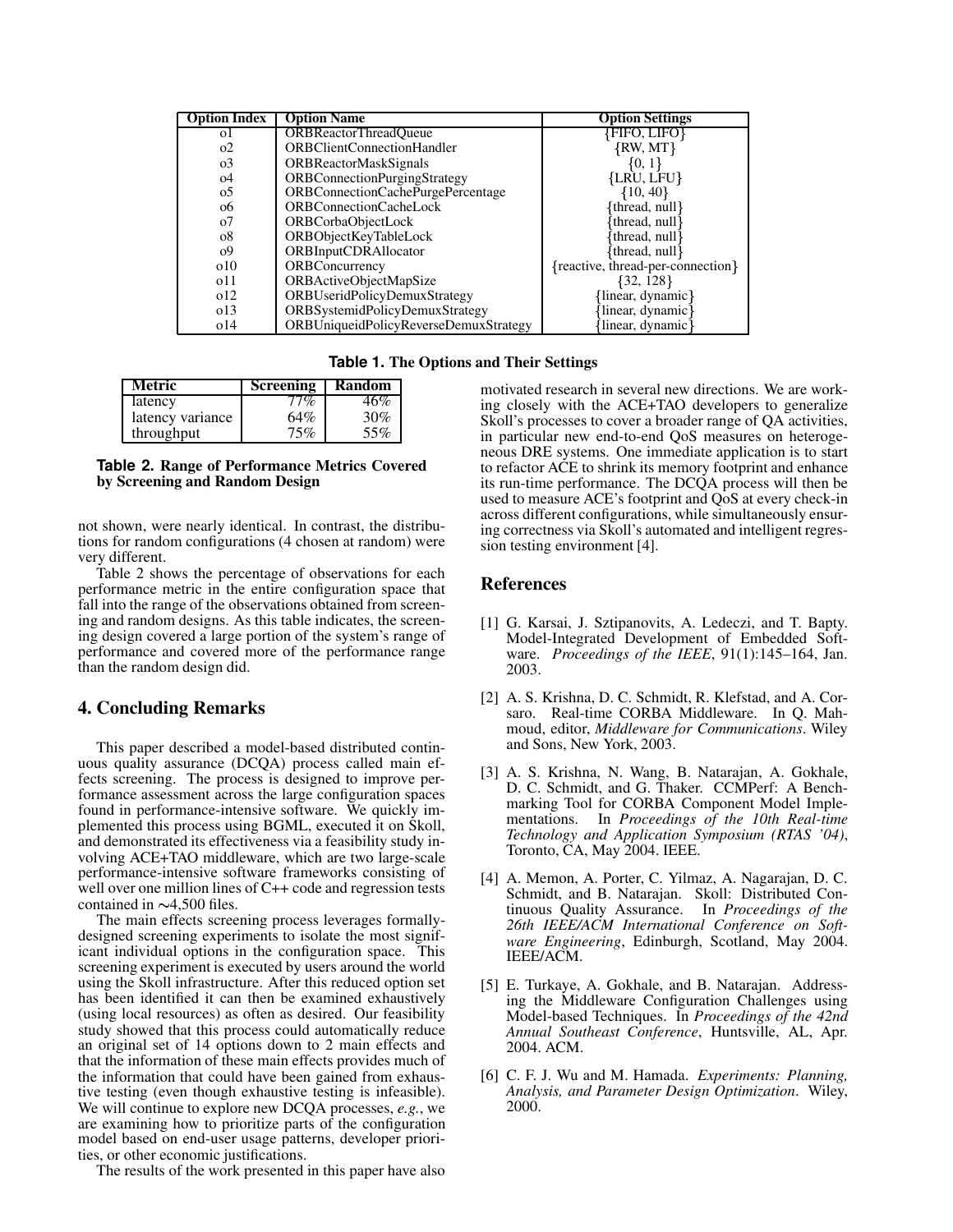| Option Index | Option Name | Option Settings |
|---|---|---|
| o1 | ORBReactorThreadQueue | {FIFO, LIFO} |
| o2 | ORBClientConnectionHandler | {RW, MT} |
| o3 | ORBReactorMaskSignals | {0, 1} |
| o4 | ORBConnectionPurgingStrategy | {LRU, LFU} |
| o5 | ORBConnectionCachePurgePercentage | {10, 40} |
| o6 | ORBConnectionCacheLock | {thread, null} |
| o7 | ORBCorbaObjectLock | {thread, null} |
| o8 | ORBObjectKeyTableLock | {thread, null} |
| o9 | ORBInputCDRAllocator | {thread, null} |
| o10 | ORBConcurrency | {reactive, thread-per-connection} |
| o11 | ORBActiveObjectMapSize | {32, 128} |
| o12 | ORBUseridPolicyDemuxStrategy | {linear, dynamic} |
| o13 | ORBSystemidPolicyDemuxStrategy | {linear, dynamic} |
| o14 | ORBUniqueidPolicyReverseDemuxStrategy | {linear, dynamic} |

**Table 1.** The Options and Their Settings

| Metric | Screening | Random |
|---|---|---|
| latency | 77% | 46% |
| latency variance | 64% | 30% |
| throughput | 75% | 55% |

**Table 2.** Range of Performance Metrics Covered by Screening and Random Design

not shown, were nearly identical. In contrast, the distributions for random configurations (4 chosen at random) were very different.

Table 2 shows the percentage of observations for each performance metric in the entire configuration space that fall into the range of the observations obtained from screening and random designs. As this table indicates, the screening design covered a large portion of the system's range of performance and covered more of the performance range than the random design did.

## 4. Concluding Remarks

This paper described a model-based distributed continuous quality assurance (DCQA) process called main effects screening. The process is designed to improve performance assessment across the large configuration spaces found in performance-intensive software. We quickly implemented this process using BGML, executed it on Skoll, and demonstrated its effectiveness via a feasibility study involving ACE+TAO middleware, which are two large-scale performance-intensive software frameworks consisting of well over one million lines of C++ code and regression tests contained in ∼4,500 files.

The main effects screening process leverages formally-designed screening experiments to isolate the most significant individual options in the configuration space. This screening experiment is executed by users around the world using the Skoll infrastructure. After this reduced option set has been identified it can then be examined exhaustively (using local resources) as often as desired. Our feasibility study showed that this process could automatically reduce an original set of 14 options down to 2 main effects and that the information of these main effects provides much of the information that could have been gained from exhaustive testing (even though exhaustive testing is infeasible). We will continue to explore new DCQA processes, *e.g.*, we are examining how to prioritize parts of the configuration model based on end-user usage patterns, developer priorities, or other economic justifications.

The results of the work presented in this paper have also motivated research in several new directions. We are working closely with the ACE+TAO developers to generalize Skoll's processes to cover a broader range of QA activities, in particular new end-to-end QoS measures on heterogeneous DRE systems. One immediate application is to start to refactor ACE to shrink its memory footprint and enhance its run-time performance. The DCQA process will then be used to measure ACE's footprint and QoS at every check-in across different configurations, while simultaneously ensuring correctness via Skoll's automated and intelligent regression testing environment [4].

## References

[1] G. Karsai, J. Sztipanovits, A. Ledeczi, and T. Bapty. Model-Integrated Development of Embedded Software. *Proceedings of the IEEE*, 91(1):145–164, Jan. 2003.

[2] A. S. Krishna, D. C. Schmidt, R. Klefstad, and A. Corsaro. Real-time CORBA Middleware. In Q. Mahmoud, editor, *Middleware for Communications*. Wiley and Sons, New York, 2003.

[3] A. S. Krishna, N. Wang, B. Natarajan, A. Gokhale, D. C. Schmidt, and G. Thaker. CCMPerf: A Benchmarking Tool for CORBA Component Model Implementations. In *Proceedings of the 10th Real-time Technology and Application Symposium (RTAS '04)*, Toronto, CA, May 2004. IEEE.

[4] A. Memon, A. Porter, C. Yilmaz, A. Nagarajan, D. C. Schmidt, and B. Natarajan. Skoll: Distributed Continuous Quality Assurance. In *Proceedings of the 26th IEEE/ACM International Conference on Software Engineering*, Edinburgh, Scotland, May 2004. IEEE/ACM.

[5] E. Turkaye, A. Gokhale, and B. Natarajan. Addressing the Middleware Configuration Challenges using Model-based Techniques. In *Proceedings of the 42nd Annual Southeast Conference*, Huntsville, AL, Apr. 2004. ACM.

[6] C. F. J. Wu and M. Hamada. *Experiments: Planning, Analysis, and Parameter Design Optimization*. Wiley, 2000.